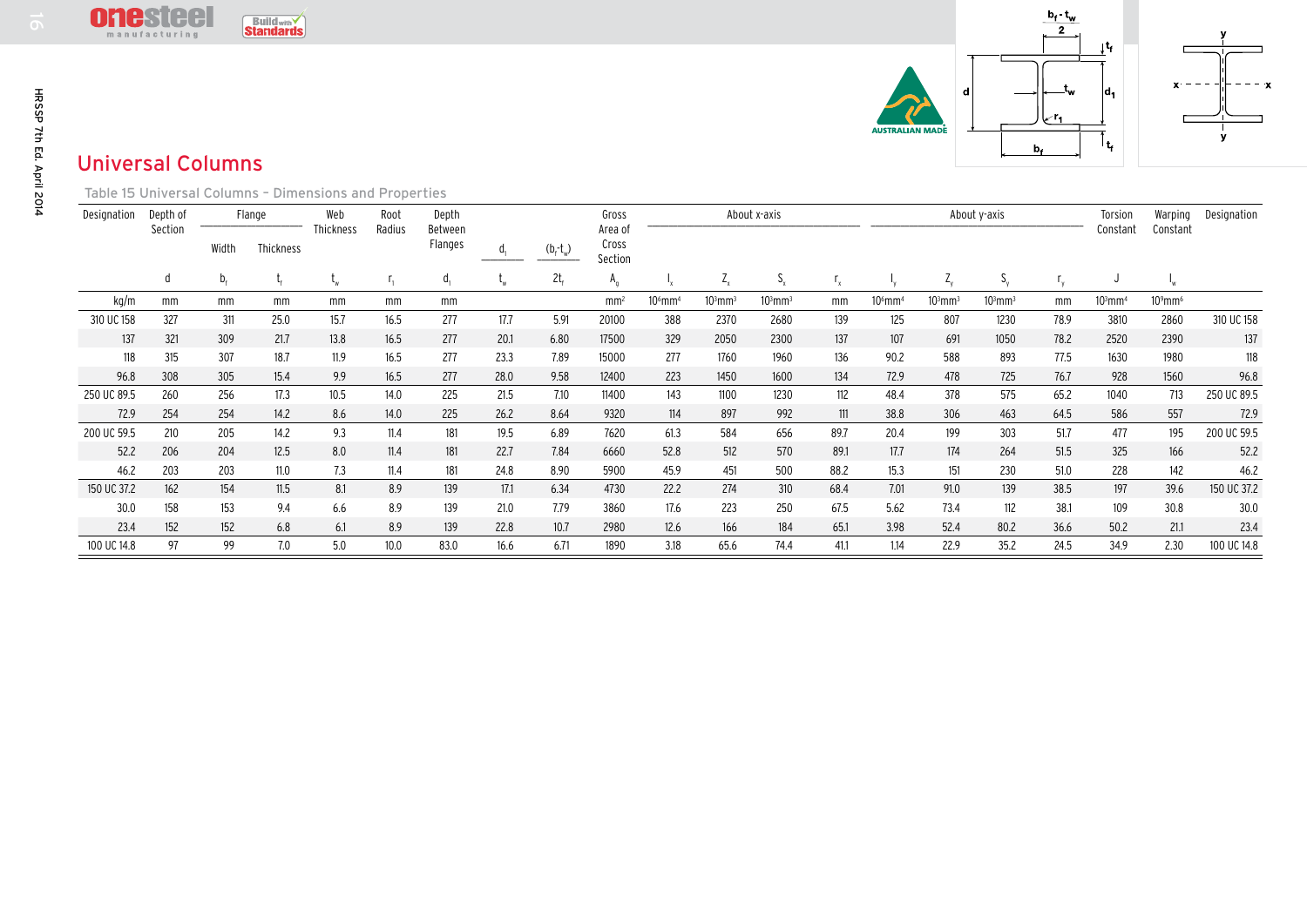# Universal Columns

Table 15 Universal Columns – Dimensions and Properties

| Designation | Depth of Section | Flange | | Web Thickness | Root Radius | Depth Between Flanges | $\frac{d_1}{t_w}$ | $\frac{(b_f - t_w)}{2t_f}$ | Gross Area of Cross Section | About x-axis | | | | About y-axis | | | | Torsion Constant | Warping Constant | Designation |
|---|---|---|---|---|---|---|---|---|---|---|---|---|---|---|---|---|---|---|---|---|
| | | Width | Thickness | | | | | | | | | | | | | | | | | |
| | $d$ | $b_f$ | $t_f$ | $t_w$ | $r_1$ | $d_1$ | | | $A_g$ | $I_x$ | $Z_x$ | $S_x$ | $r_x$ | $I_y$ | $Z_y$ | $S_y$ | $r_y$ | $J$ | $I_w$ | |
| kg/m | mm | mm | mm | mm | mm | mm | | | mm² | 10⁶mm⁴ | 10³mm³ | 10³mm³ | mm | 10⁶mm⁴ | 10³mm³ | 10³mm³ | mm | 10³mm⁴ | 10⁹mm⁶ | |
| 310 UC 158 | 327 | 311 | 25.0 | 15.7 | 16.5 | 277 | 17.7 | 5.91 | 20100 | 388 | 2370 | 2680 | 139 | 125 | 807 | 1230 | 78.9 | 3810 | 2860 | 310 UC 158 |
| 137 | 321 | 309 | 21.7 | 13.8 | 16.5 | 277 | 20.1 | 6.80 | 17500 | 329 | 2050 | 2300 | 137 | 107 | 691 | 1050 | 78.2 | 2520 | 2390 | 137 |
| 118 | 315 | 307 | 18.7 | 11.9 | 16.5 | 277 | 23.3 | 7.89 | 15000 | 277 | 1760 | 1960 | 136 | 90.2 | 588 | 893 | 77.5 | 1630 | 1980 | 118 |
| 96.8 | 308 | 305 | 15.4 | 9.9 | 16.5 | 277 | 28.0 | 9.58 | 12400 | 223 | 1450 | 1600 | 134 | 72.9 | 478 | 725 | 76.7 | 928 | 1560 | 96.8 |
| 250 UC 89.5 | 260 | 256 | 17.3 | 10.5 | 14.0 | 225 | 21.5 | 7.10 | 11400 | 143 | 1100 | 1230 | 112 | 48.4 | 378 | 575 | 65.2 | 1040 | 713 | 250 UC 89.5 |
| 72.9 | 254 | 254 | 14.2 | 8.6 | 14.0 | 225 | 26.2 | 8.64 | 9320 | 114 | 897 | 992 | 111 | 38.8 | 306 | 463 | 64.5 | 586 | 557 | 72.9 |
| 200 UC 59.5 | 210 | 205 | 14.2 | 9.3 | 11.4 | 181 | 19.5 | 6.89 | 7620 | 61.3 | 584 | 656 | 89.7 | 20.4 | 199 | 303 | 51.7 | 477 | 195 | 200 UC 59.5 |
| 52.2 | 206 | 204 | 12.5 | 8.0 | 11.4 | 181 | 22.7 | 7.84 | 6660 | 52.8 | 512 | 570 | 89.1 | 17.7 | 174 | 264 | 51.5 | 325 | 166 | 52.2 |
| 46.2 | 203 | 203 | 11.0 | 7.3 | 11.4 | 181 | 24.8 | 8.90 | 5900 | 45.9 | 451 | 500 | 88.2 | 15.3 | 151 | 230 | 51.0 | 228 | 142 | 46.2 |
| 150 UC 37.2 | 162 | 154 | 11.5 | 8.1 | 8.9 | 139 | 17.1 | 6.34 | 4730 | 22.2 | 274 | 310 | 68.4 | 7.01 | 91.0 | 139 | 38.5 | 197 | 39.6 | 150 UC 37.2 |
| 30.0 | 158 | 153 | 9.4 | 6.6 | 8.9 | 139 | 21.0 | 7.79 | 3860 | 17.6 | 223 | 250 | 67.5 | 5.62 | 73.4 | 112 | 38.1 | 109 | 30.8 | 30.0 |
| 23.4 | 152 | 152 | 6.8 | 6.1 | 8.9 | 139 | 22.8 | 10.7 | 2980 | 12.6 | 166 | 184 | 65.1 | 3.98 | 52.4 | 80.2 | 36.6 | 50.2 | 21.1 | 23.4 |
| 100 UC 14.8 | 97 | 99 | 7.0 | 5.0 | 10.0 | 83.0 | 16.6 | 6.71 | 1890 | 3.18 | 65.6 | 74.4 | 41.1 | 1.14 | 22.9 | 35.2 | 24.5 | 34.9 | 2.30 | 100 UC 14.8 |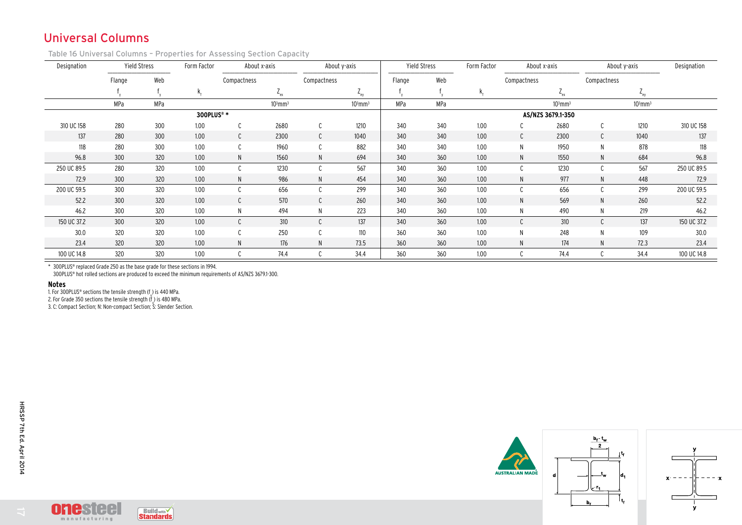# Universal Columns

Table 16 Universal Columns – Properties for Assessing Section Capacity

| Designation | Yield Stress | | Form Factor | About x-axis | | About y-axis | | Yield Stress | | Form Factor | About x-axis | | About y-axis | | Designation |
|---|---|---|---|---|---|---|---|---|---|---|---|---|---|---|---|
| | Flange | Web | | Compactness | | Compactness | | Flange | Web | | Compactness | | Compactness | | |
| | $f_y$ | $f_y$ | $k_f$ | | $Z_{ex}$ | | $Z_{ey}$ | $f_y$ | $f_y$ | $k_f$ | | $Z_{ex}$ | | $Z_{ey}$ | |
| | MPa | MPa | | | $10^3mm^3$ | | $10^3mm^3$ | MPa | MPa | | | $10^3mm^3$ | | $10^3mm^3$ | |
| | | | 300PLUS® * | | | | | | | | AS/NZS 3679.1-350 | | | | |
| 310 UC 158 | 280 | 300 | 1.00 | C | 2680 | C | 1210 | 340 | 340 | 1.00 | C | 2680 | C | 1210 | 310 UC 158 |
| 137 | 280 | 300 | 1.00 | C | 2300 | C | 1040 | 340 | 340 | 1.00 | C | 2300 | C | 1040 | 137 |
| 118 | 280 | 300 | 1.00 | C | 1960 | C | 882 | 340 | 340 | 1.00 | N | 1950 | N | 878 | 118 |
| 96.8 | 300 | 320 | 1.00 | N | 1560 | N | 694 | 340 | 360 | 1.00 | N | 1550 | N | 684 | 96.8 |
| 250 UC 89.5 | 280 | 320 | 1.00 | C | 1230 | C | 567 | 340 | 360 | 1.00 | C | 1230 | C | 567 | 250 UC 89.5 |
| 72.9 | 300 | 320 | 1.00 | N | 986 | N | 454 | 340 | 360 | 1.00 | N | 977 | N | 448 | 72.9 |
| 200 UC 59.5 | 300 | 320 | 1.00 | C | 656 | C | 299 | 340 | 360 | 1.00 | C | 656 | C | 299 | 200 UC 59.5 |
| 52.2 | 300 | 320 | 1.00 | C | 570 | C | 260 | 340 | 360 | 1.00 | N | 569 | N | 260 | 52.2 |
| 46.2 | 300 | 320 | 1.00 | N | 494 | N | 223 | 340 | 360 | 1.00 | N | 490 | N | 219 | 46.2 |
| 150 UC 37.2 | 300 | 320 | 1.00 | C | 310 | C | 137 | 340 | 360 | 1.00 | C | 310 | C | 137 | 150 UC 37.2 |
| 30.0 | 320 | 320 | 1.00 | C | 250 | C | 110 | 360 | 360 | 1.00 | N | 248 | N | 109 | 30.0 |
| 23.4 | 320 | 320 | 1.00 | N | 176 | N | 73.5 | 360 | 360 | 1.00 | N | 174 | N | 72.3 | 23.4 |
| 100 UC 14.8 | 320 | 320 | 1.00 | C | 74.4 | C | 34.4 | 360 | 360 | 1.00 | C | 74.4 | C | 34.4 | 100 UC 14.8 |

\* 300PLUS® replaced Grade 250 as the base grade for these sections in 1994.
300PLUS® hot rolled sections are produced to exceed the minimum requirements of AS/NZS 3679.1-300.

### Notes

1. For 300PLUS® sections the tensile strength ($f_u$) is 440 MPa.
2. For Grade 350 sections the tensile strength ($f_u$) is 480 MPa.
3. C: Compact Section; N: Non-compact Section; S: Slender Section.